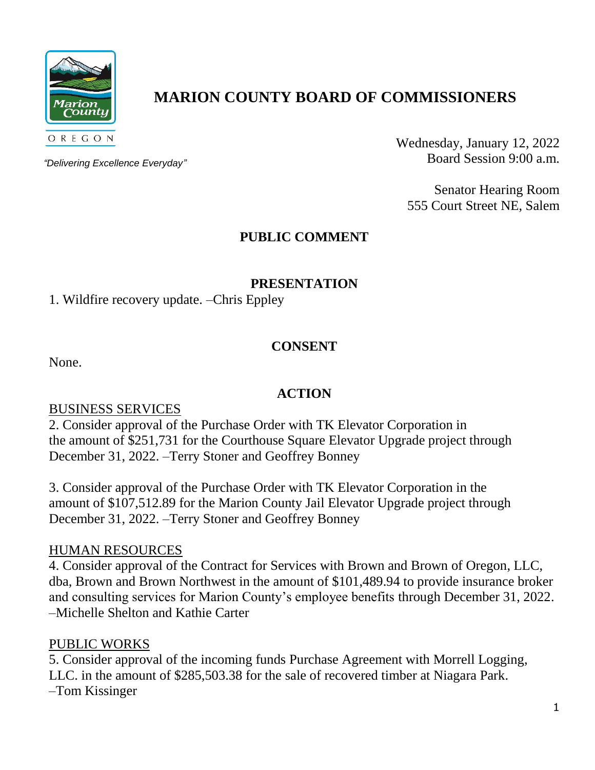# MARION COUNTY BOARD OF COMMISSIONERS

OREGON

*"Delivering Excellence Everyday"*

Wednesday, January 12, 2022
Board Session 9:00 a.m.

Senator Hearing Room
555 Court Street NE, Salem

## PUBLIC COMMENT

## PRESENTATION

1. Wildfire recovery update. –Chris Eppley

## CONSENT

None.

## ACTION

BUSINESS SERVICES

2. Consider approval of the Purchase Order with TK Elevator Corporation in the amount of $251,731 for the Courthouse Square Elevator Upgrade project through December 31, 2022. –Terry Stoner and Geoffrey Bonney

3. Consider approval of the Purchase Order with TK Elevator Corporation in the amount of $107,512.89 for the Marion County Jail Elevator Upgrade project through December 31, 2022. –Terry Stoner and Geoffrey Bonney

HUMAN RESOURCES

4. Consider approval of the Contract for Services with Brown and Brown of Oregon, LLC, dba, Brown and Brown Northwest in the amount of $101,489.94 to provide insurance broker and consulting services for Marion County's employee benefits through December 31, 2022. –Michelle Shelton and Kathie Carter

PUBLIC WORKS

5. Consider approval of the incoming funds Purchase Agreement with Morrell Logging, LLC. in the amount of $285,503.38 for the sale of recovered timber at Niagara Park. –Tom Kissinger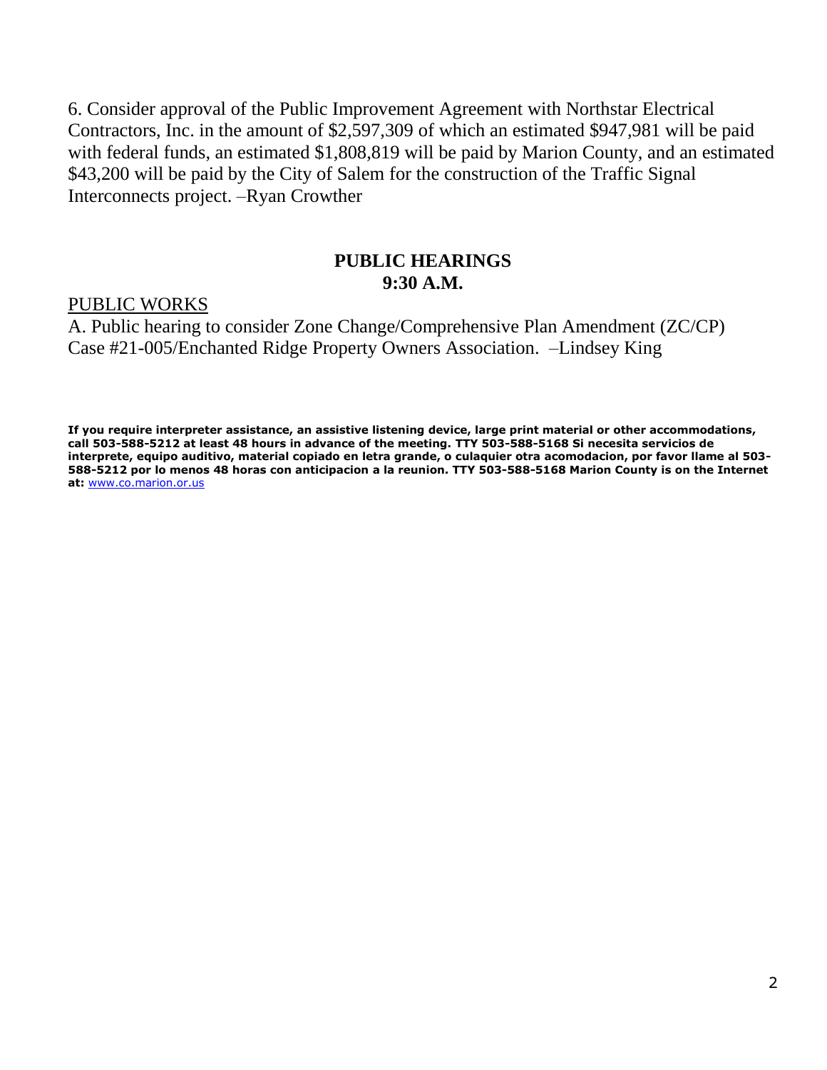6. Consider approval of the Public Improvement Agreement with Northstar Electrical Contractors, Inc. in the amount of $2,597,309 of which an estimated $947,981 will be paid with federal funds, an estimated $1,808,819 will be paid by Marion County, and an estimated $43,200 will be paid by the City of Salem for the construction of the Traffic Signal Interconnects project. –Ryan Crowther

## PUBLIC HEARINGS
## 9:30 A.M.

PUBLIC WORKS

A. Public hearing to consider Zone Change/Comprehensive Plan Amendment (ZC/CP) Case #21-005/Enchanted Ridge Property Owners Association. –Lindsey King

**If you require interpreter assistance, an assistive listening device, large print material or other accommodations, call 503-588-5212 at least 48 hours in advance of the meeting. TTY 503-588-5168 Si necesita servicios de interprete, equipo auditivo, material copiado en letra grande, o culaquier otra acomodacion, por favor llame al 503-588-5212 por lo menos 48 horas con anticipacion a la reunion. TTY 503-588-5168 Marion County is on the Internet at:** www.co.marion.or.us